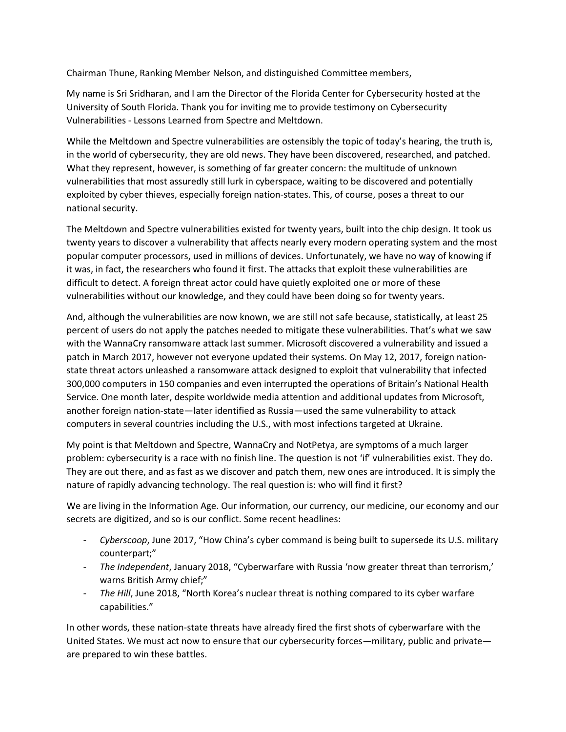Chairman Thune, Ranking Member Nelson, and distinguished Committee members,

My name is Sri Sridharan, and I am the Director of the Florida Center for Cybersecurity hosted at the University of South Florida. Thank you for inviting me to provide testimony on Cybersecurity Vulnerabilities - Lessons Learned from Spectre and Meltdown.

While the Meltdown and Spectre vulnerabilities are ostensibly the topic of today's hearing, the truth is, in the world of cybersecurity, they are old news. They have been discovered, researched, and patched. What they represent, however, is something of far greater concern: the multitude of unknown vulnerabilities that most assuredly still lurk in cyberspace, waiting to be discovered and potentially exploited by cyber thieves, especially foreign nation-states. This, of course, poses a threat to our national security.

The Meltdown and Spectre vulnerabilities existed for twenty years, built into the chip design. It took us twenty years to discover a vulnerability that affects nearly every modern operating system and the most popular computer processors, used in millions of devices. Unfortunately, we have no way of knowing if it was, in fact, the researchers who found it first. The attacks that exploit these vulnerabilities are difficult to detect. A foreign threat actor could have quietly exploited one or more of these vulnerabilities without our knowledge, and they could have been doing so for twenty years.

And, although the vulnerabilities are now known, we are still not safe because, statistically, at least 25 percent of users do not apply the patches needed to mitigate these vulnerabilities. That's what we saw with the WannaCry ransomware attack last summer. Microsoft discovered a vulnerability and issued a patch in March 2017, however not everyone updated their systems. On May 12, 2017, foreign nation-state threat actors unleashed a ransomware attack designed to exploit that vulnerability that infected 300,000 computers in 150 companies and even interrupted the operations of Britain's National Health Service. One month later, despite worldwide media attention and additional updates from Microsoft, another foreign nation-state—later identified as Russia—used the same vulnerability to attack computers in several countries including the U.S., with most infections targeted at Ukraine.

My point is that Meltdown and Spectre, WannaCry and NotPetya, are symptoms of a much larger problem: cybersecurity is a race with no finish line. The question is not 'if' vulnerabilities exist. They do. They are out there, and as fast as we discover and patch them, new ones are introduced. It is simply the nature of rapidly advancing technology. The real question is: who will find it first?

We are living in the Information Age. Our information, our currency, our medicine, our economy and our secrets are digitized, and so is our conflict. Some recent headlines:

- *Cyberscoop*, June 2017, "How China's cyber command is being built to supersede its U.S. military counterpart;"
- *The Independent*, January 2018, "Cyberwarfare with Russia 'now greater threat than terrorism,' warns British Army chief;"
- *The Hill*, June 2018, "North Korea's nuclear threat is nothing compared to its cyber warfare capabilities."

In other words, these nation-state threats have already fired the first shots of cyberwarfare with the United States. We must act now to ensure that our cybersecurity forces—military, public and private—are prepared to win these battles.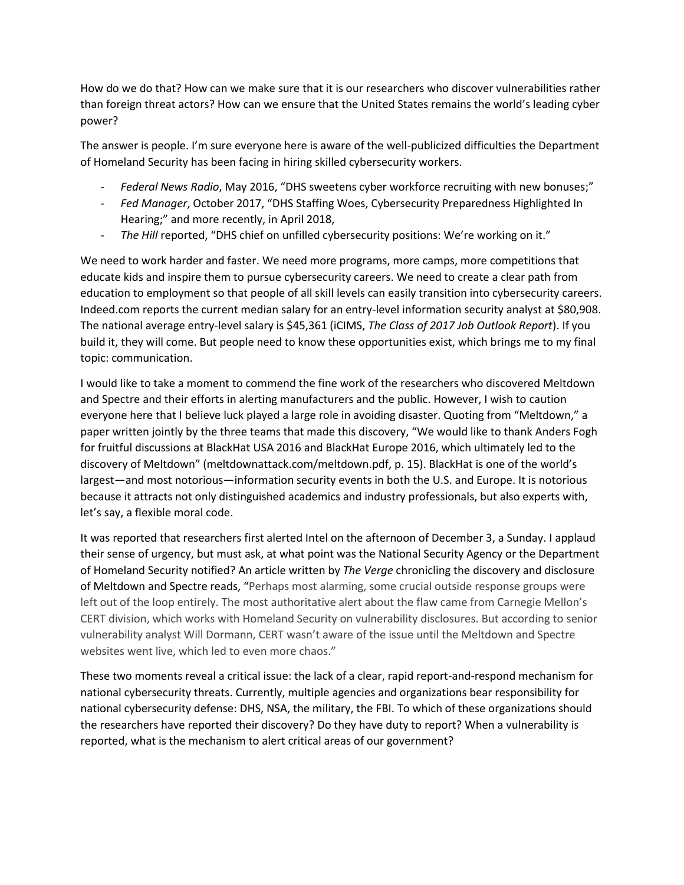How do we do that? How can we make sure that it is our researchers who discover vulnerabilities rather than foreign threat actors? How can we ensure that the United States remains the world's leading cyber power?

The answer is people. I'm sure everyone here is aware of the well-publicized difficulties the Department of Homeland Security has been facing in hiring skilled cybersecurity workers.

- *Federal News Radio*, May 2016, "DHS sweetens cyber workforce recruiting with new bonuses;"
- *Fed Manager*, October 2017, "DHS Staffing Woes, Cybersecurity Preparedness Highlighted In Hearing;" and more recently, in April 2018,
- *The Hill* reported, "DHS chief on unfilled cybersecurity positions: We're working on it."

We need to work harder and faster. We need more programs, more camps, more competitions that educate kids and inspire them to pursue cybersecurity careers. We need to create a clear path from education to employment so that people of all skill levels can easily transition into cybersecurity careers. Indeed.com reports the current median salary for an entry-level information security analyst at $80,908. The national average entry-level salary is $45,361 (iCIMS, *The Class of 2017 Job Outlook Report*). If you build it, they will come. But people need to know these opportunities exist, which brings me to my final topic: communication.

I would like to take a moment to commend the fine work of the researchers who discovered Meltdown and Spectre and their efforts in alerting manufacturers and the public. However, I wish to caution everyone here that I believe luck played a large role in avoiding disaster. Quoting from "Meltdown," a paper written jointly by the three teams that made this discovery, "We would like to thank Anders Fogh for fruitful discussions at BlackHat USA 2016 and BlackHat Europe 2016, which ultimately led to the discovery of Meltdown" (meltdownattack.com/meltdown.pdf, p. 15). BlackHat is one of the world's largest—and most notorious—information security events in both the U.S. and Europe. It is notorious because it attracts not only distinguished academics and industry professionals, but also experts with, let's say, a flexible moral code.

It was reported that researchers first alerted Intel on the afternoon of December 3, a Sunday. I applaud their sense of urgency, but must ask, at what point was the National Security Agency or the Department of Homeland Security notified? An article written by *The Verge* chronicling the discovery and disclosure of Meltdown and Spectre reads, "Perhaps most alarming, some crucial outside response groups were left out of the loop entirely. The most authoritative alert about the flaw came from Carnegie Mellon's CERT division, which works with Homeland Security on vulnerability disclosures. But according to senior vulnerability analyst Will Dormann, CERT wasn't aware of the issue until the Meltdown and Spectre websites went live, which led to even more chaos."

These two moments reveal a critical issue: the lack of a clear, rapid report-and-respond mechanism for national cybersecurity threats. Currently, multiple agencies and organizations bear responsibility for national cybersecurity defense: DHS, NSA, the military, the FBI. To which of these organizations should the researchers have reported their discovery? Do they have duty to report? When a vulnerability is reported, what is the mechanism to alert critical areas of our government?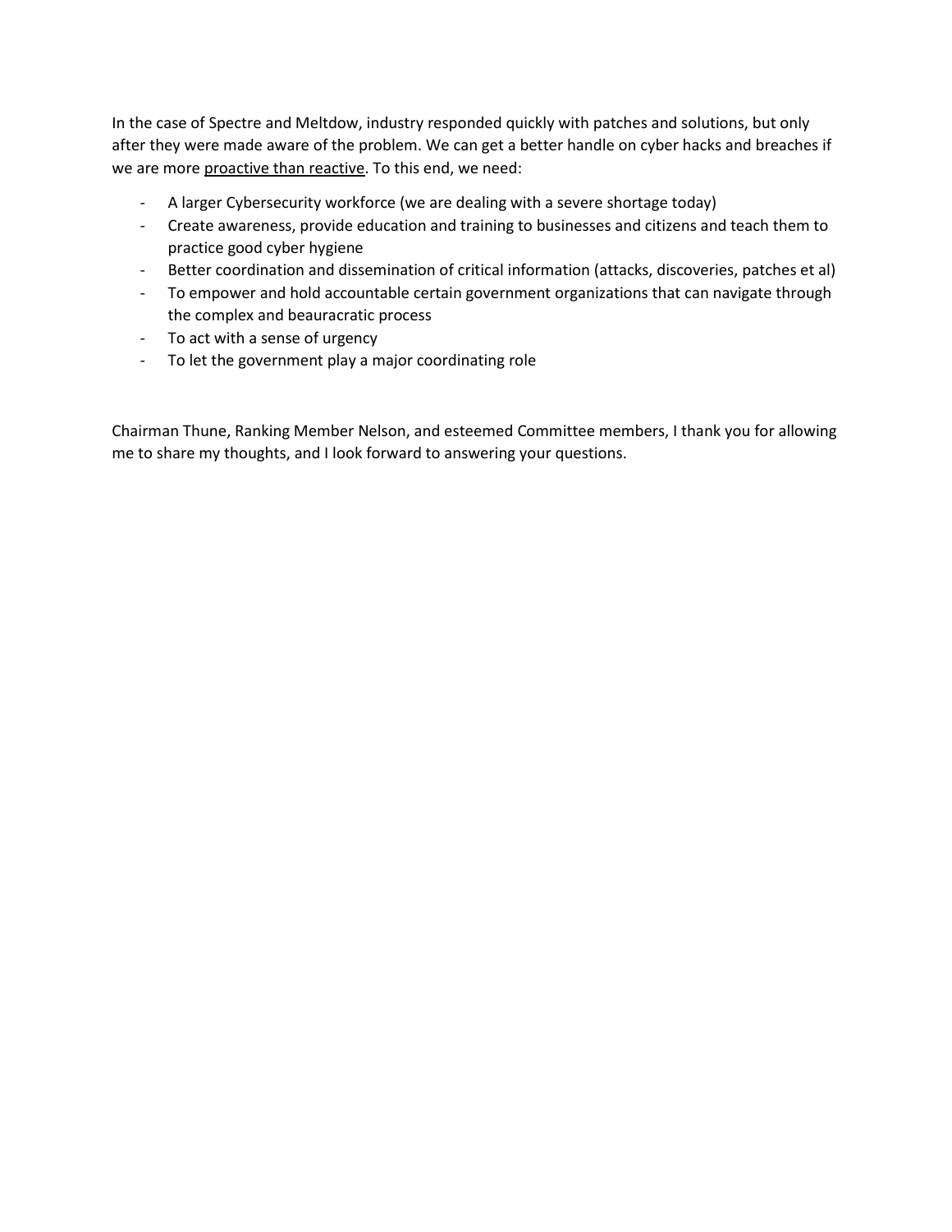In the case of Spectre and Meltdow, industry responded quickly with patches and solutions, but only after they were made aware of the problem. We can get a better handle on cyber hacks and breaches if we are more <u>proactive than reactive</u>. To this end, we need:

- A larger Cybersecurity workforce (we are dealing with a severe shortage today)
- Create awareness, provide education and training to businesses and citizens and teach them to practice good cyber hygiene
- Better coordination and dissemination of critical information (attacks, discoveries, patches et al)
- To empower and hold accountable certain government organizations that can navigate through the complex and beauracratic process
- To act with a sense of urgency
- To let the government play a major coordinating role

Chairman Thune, Ranking Member Nelson, and esteemed Committee members, I thank you for allowing me to share my thoughts, and I look forward to answering your questions.